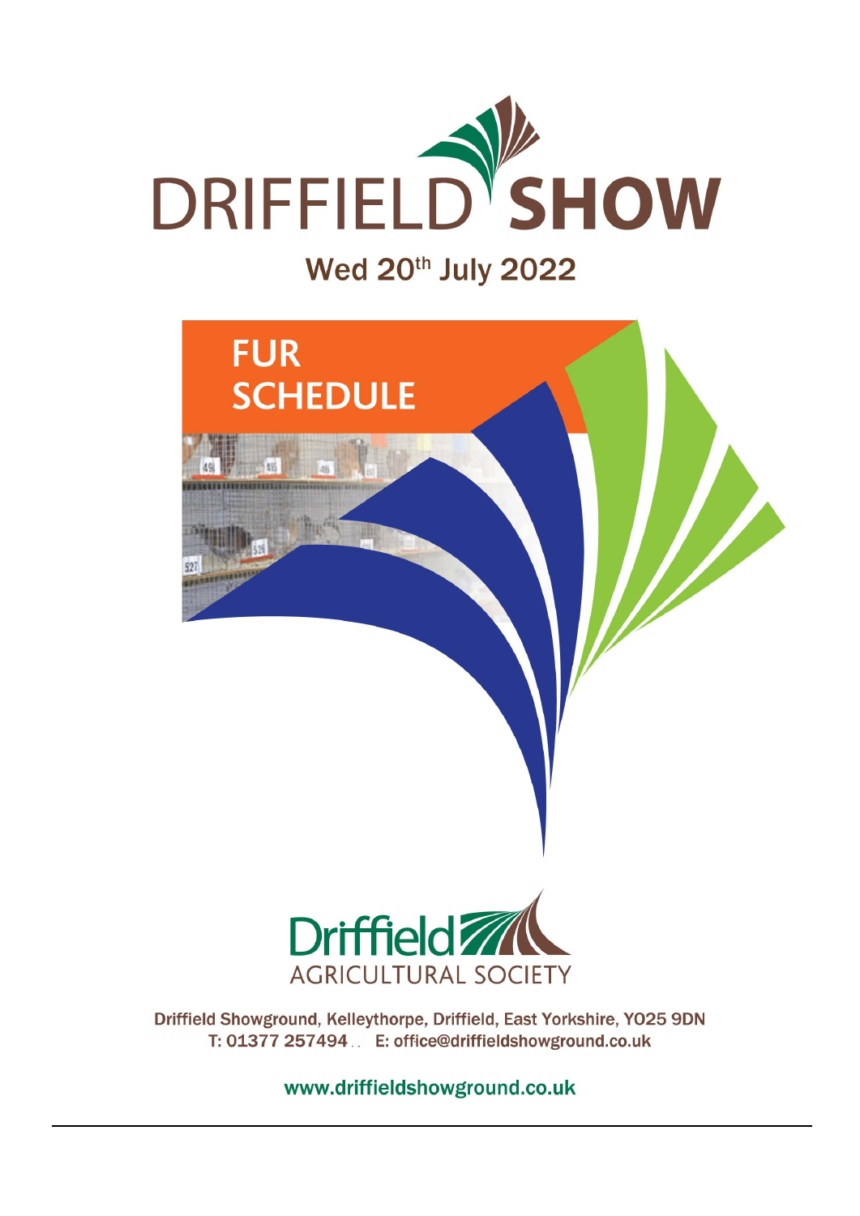# DRIFFIELD SHOW

## Wed 20th July 2022

# FUR SCHEDULE

Driffield AGRICULTURAL SOCIETY

Driffield Showground, Kelleythorpe, Driffield, East Yorkshire, YO25 9DN
T: 01377 257494 E: office@driffieldshowground.co.uk

www.driffieldshowground.co.uk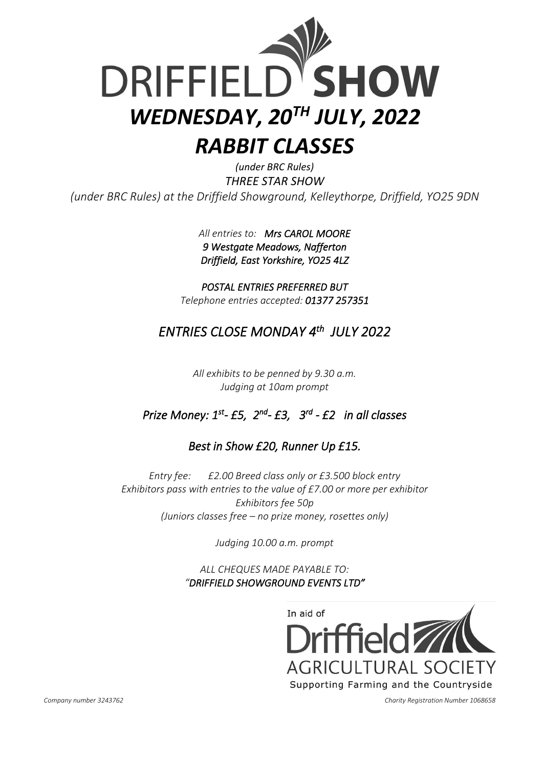# DRIFFIELD SHOW

## *WEDNESDAY, 20TH JULY, 2022*

## *RABBIT CLASSES*

*(under BRC Rules)*

*THREE STAR SHOW*

*(under BRC Rules) at the Driffield Showground, Kelleythorpe, Driffield, YO25 9DN*

*All entries to:* ***Mrs CAROL MOORE***
***9 Westgate Meadows, Nafferton***
***Driffield, East Yorkshire, YO25 4LZ***

***POSTAL ENTRIES PREFERRED BUT***
*Telephone entries accepted:* ***01377 257351***

### *ENTRIES CLOSE MONDAY 4th JULY 2022*

*All exhibits to be penned by 9.30 a.m.*
*Judging at 10am prompt*

***Prize Money: 1st- £5, 2nd- £3, 3rd - £2 in all classes***

***Best in Show £20, Runner Up £15.***

*Entry fee: £2.00 Breed class only or £3.500 block entry*
*Exhibitors pass with entries to the value of £7.00 or more per exhibitor*
*Exhibitors fee 50p*
*(Juniors classes free – no prize money, rosettes only)*

*Judging 10.00 a.m. prompt*

*ALL CHEQUES MADE PAYABLE TO:*
*"**DRIFFIELD SHOWGROUND EVENTS LTD"***

In aid of
Driffield
AGRICULTURAL SOCIETY
Supporting Farming and the Countryside

*Company number 3243762*

*Charity Registration Number 1068658*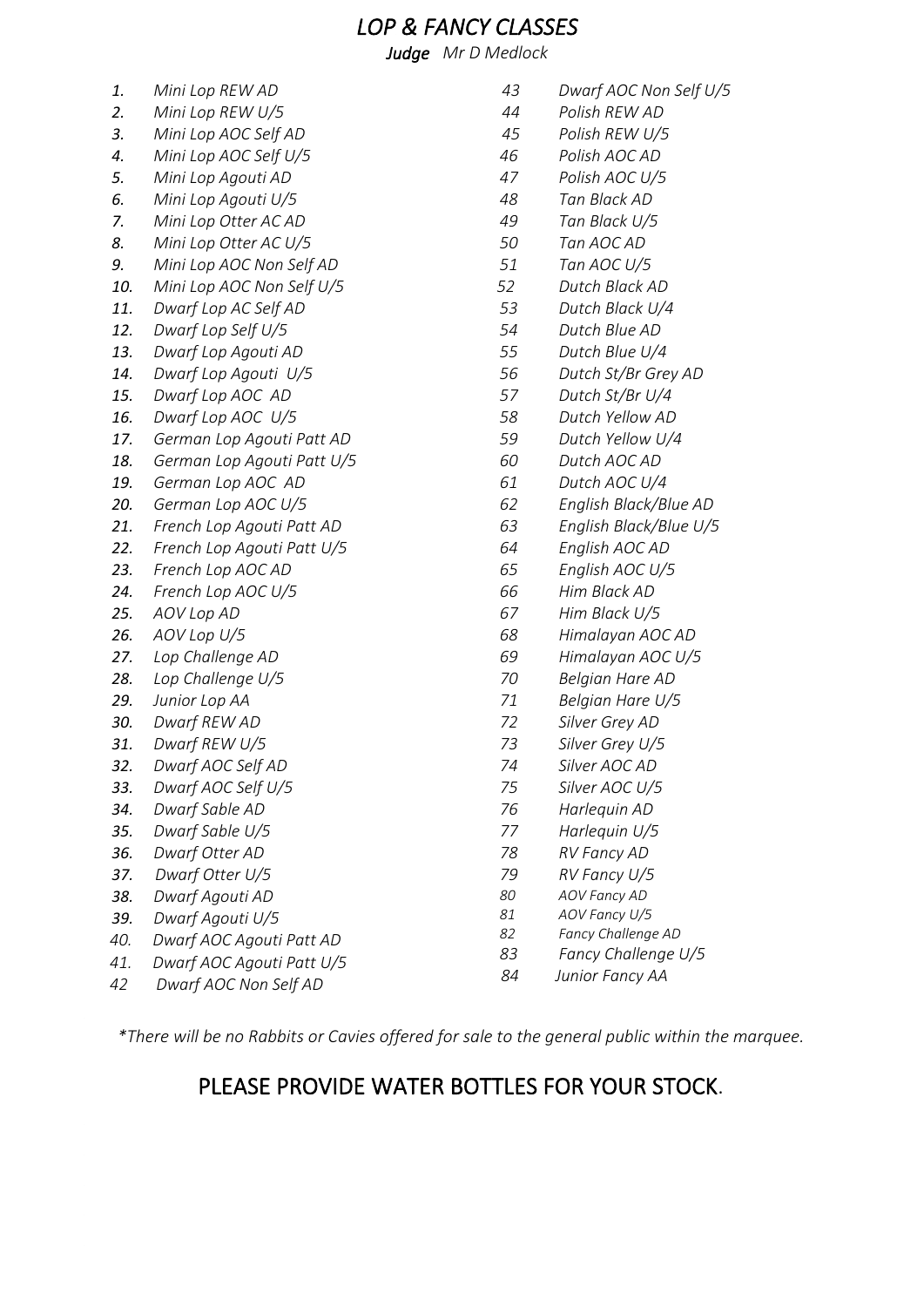# *LOP & FANCY CLASSES*

***Judge*** *Mr D Medlock*

1. *Mini Lop REW AD*
2. *Mini Lop REW U/5*
3. *Mini Lop AOC Self AD*
4. *Mini Lop AOC Self U/5*
5. *Mini Lop Agouti AD*
6. *Mini Lop Agouti U/5*
7. *Mini Lop Otter AC AD*
8. *Mini Lop Otter AC U/5*
9. *Mini Lop AOC Non Self AD*
10. *Mini Lop AOC Non Self U/5*
11. *Dwarf Lop AC Self AD*
12. *Dwarf Lop Self U/5*
13. *Dwarf Lop Agouti AD*
14. *Dwarf Lop Agouti U/5*
15. *Dwarf Lop AOC AD*
16. *Dwarf Lop AOC U/5*
17. *German Lop Agouti Patt AD*
18. *German Lop Agouti Patt U/5*
19. *German Lop AOC AD*
20. *German Lop AOC U/5*
21. *French Lop Agouti Patt AD*
22. *French Lop Agouti Patt U/5*
23. *French Lop AOC AD*
24. *French Lop AOC U/5*
25. *AOV Lop AD*
26. *AOV Lop U/5*
27. *Lop Challenge AD*
28. *Lop Challenge U/5*
29. *Junior Lop AA*
30. *Dwarf REW AD*
31. *Dwarf REW U/5*
32. *Dwarf AOC Self AD*
33. *Dwarf AOC Self U/5*
34. *Dwarf Sable AD*
35. *Dwarf Sable U/5*
36. *Dwarf Otter AD*
37. *Dwarf Otter U/5*
38. *Dwarf Agouti AD*
39. *Dwarf Agouti U/5*
40. *Dwarf AOC Agouti Patt AD*
41. *Dwarf AOC Agouti Patt U/5*
42. *Dwarf AOC Non Self AD*
43. *Dwarf AOC Non Self U/5*
44. *Polish REW AD*
45. *Polish REW U/5*
46. *Polish AOC AD*
47. *Polish AOC U/5*
48. *Tan Black AD*
49. *Tan Black U/5*
50. *Tan AOC AD*
51. *Tan AOC U/5*
52. *Dutch Black AD*
53. *Dutch Black U/4*
54. *Dutch Blue AD*
55. *Dutch Blue U/4*
56. *Dutch St/Br Grey AD*
57. *Dutch St/Br U/4*
58. *Dutch Yellow AD*
59. *Dutch Yellow U/4*
60. *Dutch AOC AD*
61. *Dutch AOC U/4*
62. *English Black/Blue AD*
63. *English Black/Blue U/5*
64. *English AOC AD*
65. *English AOC U/5*
66. *Him Black AD*
67. *Him Black U/5*
68. *Himalayan AOC AD*
69. *Himalayan AOC U/5*
70. *Belgian Hare AD*
71. *Belgian Hare U/5*
72. *Silver Grey AD*
73. *Silver Grey U/5*
74. *Silver AOC AD*
75. *Silver AOC U/5*
76. *Harlequin AD*
77. *Harlequin U/5*
78. *RV Fancy AD*
79. *RV Fancy U/5*
80. *AOV Fancy AD*
81. *AOV Fancy U/5*
82. *Fancy Challenge AD*
83. *Fancy Challenge U/5*
84. *Junior Fancy AA*

*\*There will be no Rabbits or Cavies offered for sale to the general public within the marquee.*

## PLEASE PROVIDE WATER BOTTLES FOR YOUR STOCK.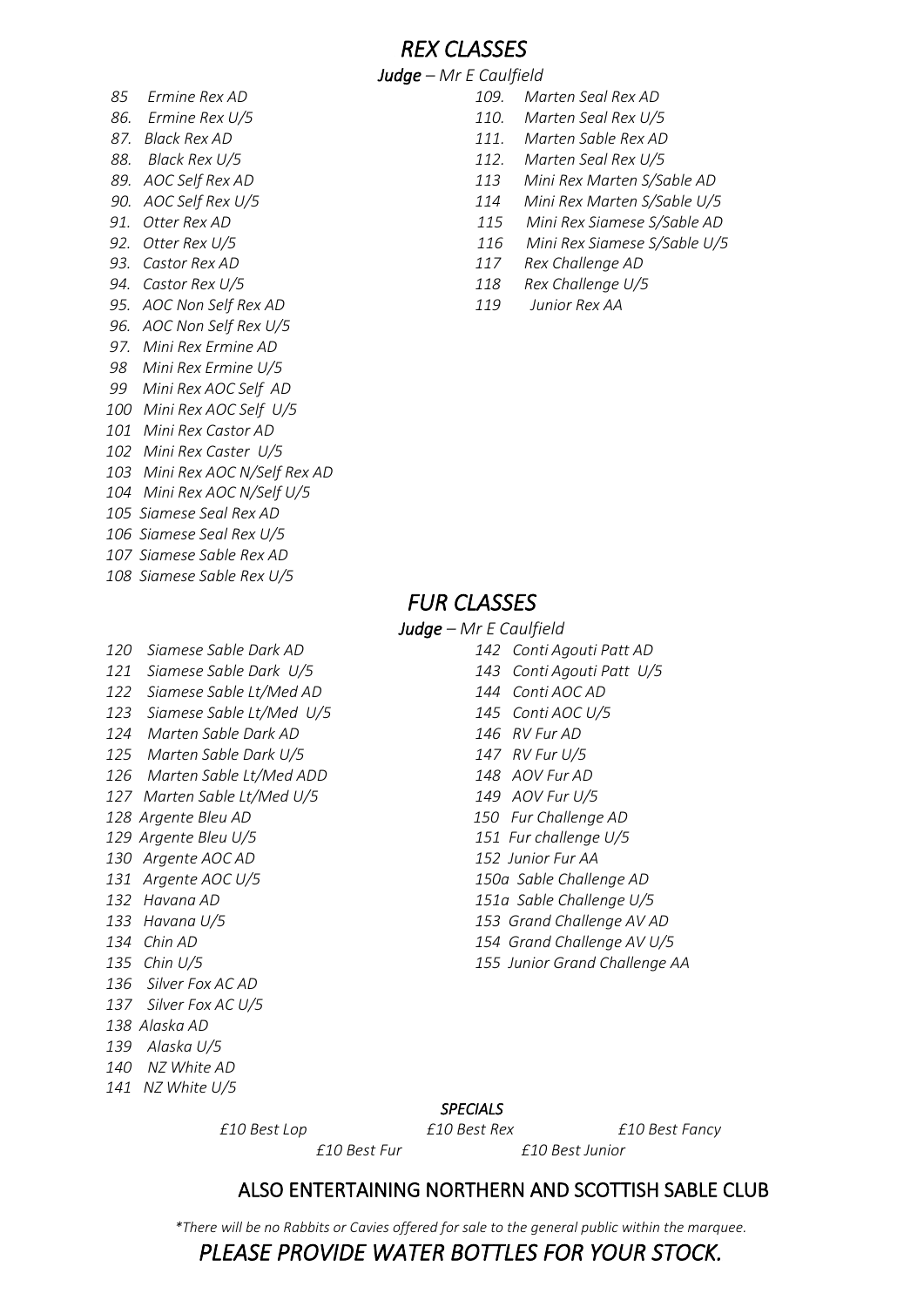# *REX CLASSES*

***Judge** – Mr E Caulfield*

*85 Ermine Rex AD*
*86. Ermine Rex U/5*
*87. Black Rex AD*
*88. Black Rex U/5*
*89. AOC Self Rex AD*
*90. AOC Self Rex U/5*
*91. Otter Rex AD*
*92. Otter Rex U/5*
*93. Castor Rex AD*
*94. Castor Rex U/5*
*95. AOC Non Self Rex AD*
*96. AOC Non Self Rex U/5*
*97. Mini Rex Ermine AD*
*98 Mini Rex Ermine U/5*
*99 Mini Rex AOC Self AD*
*100 Mini Rex AOC Self U/5*
*101 Mini Rex Castor AD*
*102 Mini Rex Caster U/5*
*103 Mini Rex AOC N/Self Rex AD*
*104 Mini Rex AOC N/Self U/5*
*105 Siamese Seal Rex AD*
*106 Siamese Seal Rex U/5*
*107 Siamese Sable Rex AD*
*108 Siamese Sable Rex U/5*
*109. Marten Seal Rex AD*
*110. Marten Seal Rex U/5*
*111. Marten Sable Rex AD*
*112. Marten Seal Rex U/5*
*113 Mini Rex Marten S/Sable AD*
*114 Mini Rex Marten S/Sable U/5*
*115 Mini Rex Siamese S/Sable AD*
*116 Mini Rex Siamese S/Sable U/5*
*117 Rex Challenge AD*
*118 Rex Challenge U/5*
*119 Junior Rex AA*

# *FUR CLASSES*

***Judge** – Mr E Caulfield*

*120 Siamese Sable Dark AD*
*121 Siamese Sable Dark U/5*
*122 Siamese Sable Lt/Med AD*
*123 Siamese Sable Lt/Med U/5*
*124 Marten Sable Dark AD*
*125 Marten Sable Dark U/5*
*126 Marten Sable Lt/Med ADD*
*127 Marten Sable Lt/Med U/5*
*128 Argente Bleu AD*
*129 Argente Bleu U/5*
*130 Argente AOC AD*
*131 Argente AOC U/5*
*132 Havana AD*
*133 Havana U/5*
*134 Chin AD*
*135 Chin U/5*
*136 Silver Fox AC AD*
*137 Silver Fox AC U/5*
*138 Alaska AD*
*139 Alaska U/5*
*140 NZ White AD*
*141 NZ White U/5*
*142 Conti Agouti Patt AD*
*143 Conti Agouti Patt U/5*
*144 Conti AOC AD*
*145 Conti AOC U/5*
*146 RV Fur AD*
*147 RV Fur U/5*
*148 AOV Fur AD*
*149 AOV Fur U/5*
*150 Fur Challenge AD*
*151 Fur challenge U/5*
*152 Junior Fur AA*
*150a Sable Challenge AD*
*151a Sable Challenge U/5*
*153 Grand Challenge AV AD*
*154 Grand Challenge AV U/5*
*155 Junior Grand Challenge AA*

***SPECIALS***

*£10 Best Lop* &nbsp; *£10 Best Rex* &nbsp; *£10 Best Fancy*

*£10 Best Fur* &nbsp; *£10 Best Junior*

## ALSO ENTERTAINING NORTHERN AND SCOTTISH SABLE CLUB

*\*There will be no Rabbits or Cavies offered for sale to the general public within the marquee.*

## *PLEASE PROVIDE WATER BOTTLES FOR YOUR STOCK.*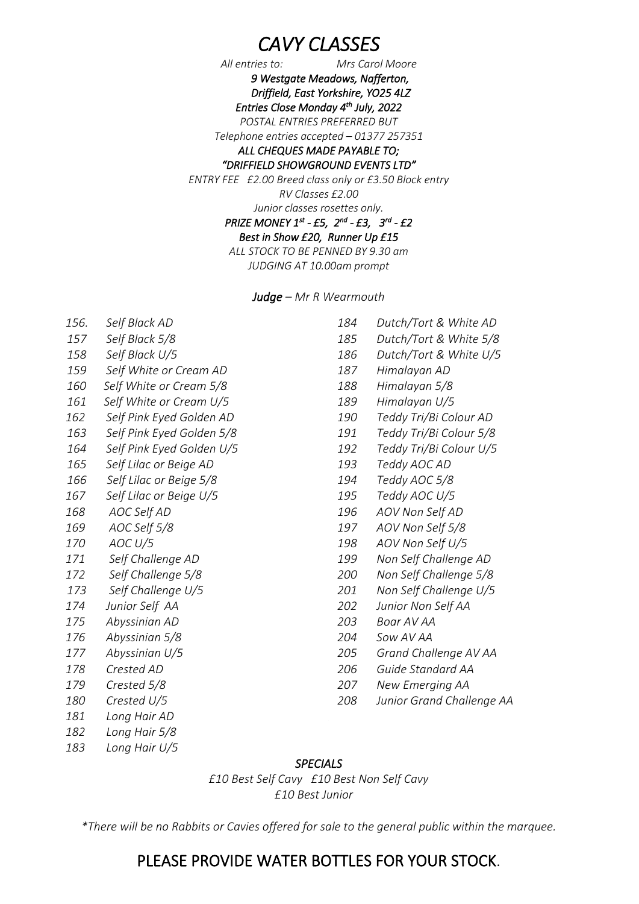# *CAVY CLASSES*

*All entries to: Mrs Carol Moore*

***9 Westgate Meadows, Nafferton,***

***Driffield, East Yorkshire, YO25 4LZ***

***Entries Close Monday 4th July, 2022***

*POSTAL ENTRIES PREFERRED BUT*

*Telephone entries accepted – 01377 257351*

***ALL CHEQUES MADE PAYABLE TO;***

***"DRIFFIELD SHOWGROUND EVENTS LTD"***

*ENTRY FEE £2.00 Breed class only or £3.50 Block entry*

*RV Classes £2.00*

*Junior classes rosettes only.*

***PRIZE MONEY 1st - £5, 2nd - £3, 3rd - £2***

***Best in Show £20, Runner Up £15***

*ALL STOCK TO BE PENNED BY 9.30 am*

*JUDGING AT 10.00am prompt*

***Judge** – Mr R Wearmouth*

*156. Self Black AD*
*157 Self Black 5/8*
*158 Self Black U/5*
*159 Self White or Cream AD*
*160 Self White or Cream 5/8*
*161 Self White or Cream U/5*
*162 Self Pink Eyed Golden AD*
*163 Self Pink Eyed Golden 5/8*
*164 Self Pink Eyed Golden U/5*
*165 Self Lilac or Beige AD*
*166 Self Lilac or Beige 5/8*
*167 Self Lilac or Beige U/5*
*168 AOC Self AD*
*169 AOC Self 5/8*
*170 AOC U/5*
*171 Self Challenge AD*
*172 Self Challenge 5/8*
*173 Self Challenge U/5*
*174 Junior Self AA*
*175 Abyssinian AD*
*176 Abyssinian 5/8*
*177 Abyssinian U/5*
*178 Crested AD*
*179 Crested 5/8*
*180 Crested U/5*
*181 Long Hair AD*
*182 Long Hair 5/8*
*183 Long Hair U/5*
*184 Dutch/Tort & White AD*
*185 Dutch/Tort & White 5/8*
*186 Dutch/Tort & White U/5*
*187 Himalayan AD*
*188 Himalayan 5/8*
*189 Himalayan U/5*
*190 Teddy Tri/Bi Colour AD*
*191 Teddy Tri/Bi Colour 5/8*
*192 Teddy Tri/Bi Colour U/5*
*193 Teddy AOC AD*
*194 Teddy AOC 5/8*
*195 Teddy AOC U/5*
*196 AOV Non Self AD*
*197 AOV Non Self 5/8*
*198 AOV Non Self U/5*
*199 Non Self Challenge AD*
*200 Non Self Challenge 5/8*
*201 Non Self Challenge U/5*
*202 Junior Non Self AA*
*203 Boar AV AA*
*204 Sow AV AA*
*205 Grand Challenge AV AA*
*206 Guide Standard AA*
*207 New Emerging AA*
*208 Junior Grand Challenge AA*

***SPECIALS***

*£10 Best Self Cavy £10 Best Non Self Cavy*

*£10 Best Junior*

*\*There will be no Rabbits or Cavies offered for sale to the general public within the marquee.*

## PLEASE PROVIDE WATER BOTTLES FOR YOUR STOCK.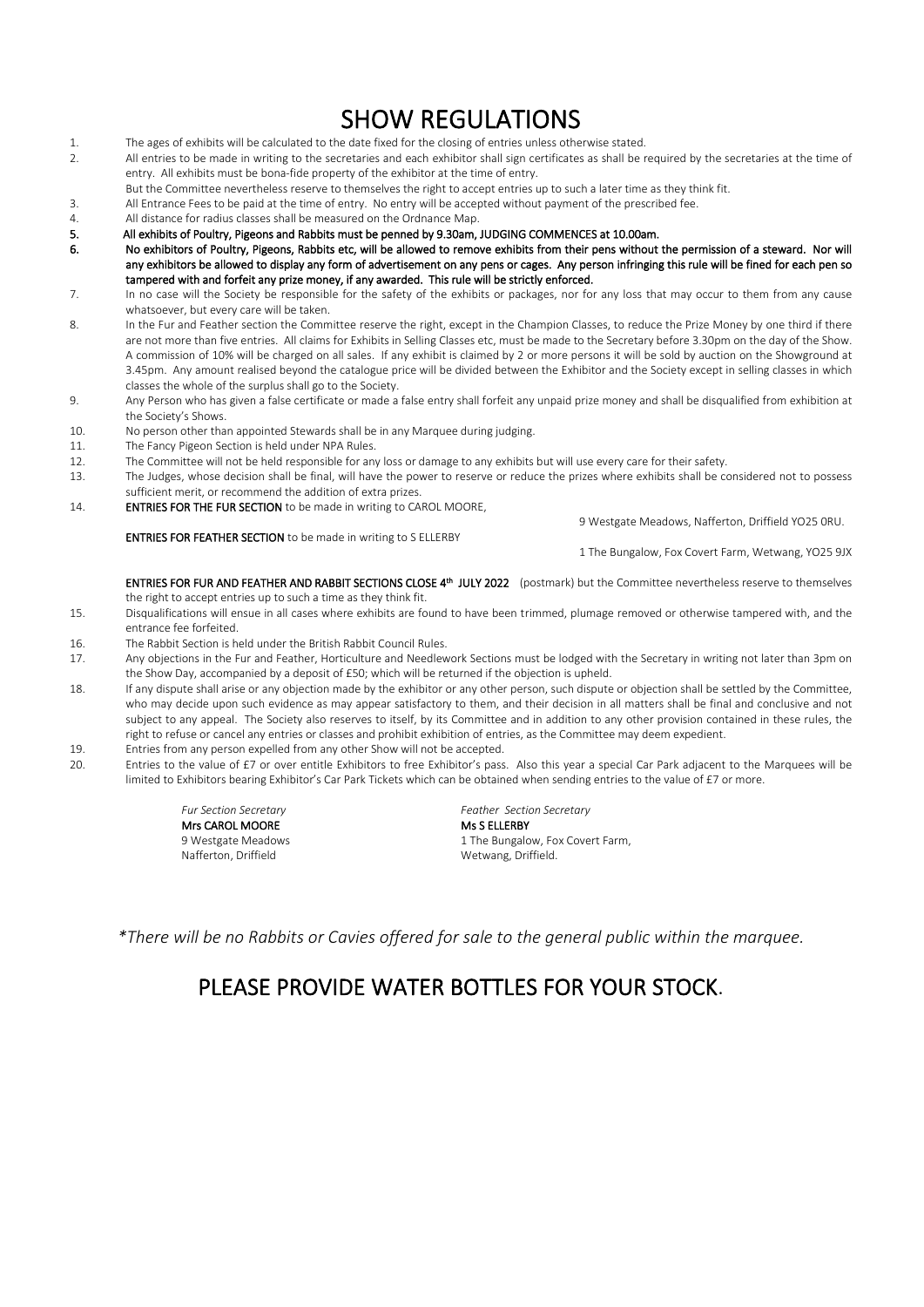# SHOW REGULATIONS

1. The ages of exhibits will be calculated to the date fixed for the closing of entries unless otherwise stated.
2. All entries to be made in writing to the secretaries and each exhibitor shall sign certificates as shall be required by the secretaries at the time of entry. All exhibits must be bona-fide property of the exhibitor at the time of entry.
   But the Committee nevertheless reserve to themselves the right to accept entries up to such a later time as they think fit.
3. All Entrance Fees to be paid at the time of entry. No entry will be accepted without payment of the prescribed fee.
4. All distance for radius classes shall be measured on the Ordnance Map.
5. **All exhibits of Poultry, Pigeons and Rabbits must be penned by 9.30am, JUDGING COMMENCES at 10.00am.**
6. **No exhibitors of Poultry, Pigeons, Rabbits etc, will be allowed to remove exhibits from their pens without the permission of a steward. Nor will any exhibitors be allowed to display any form of advertisement on any pens or cages. Any person infringing this rule will be fined for each pen so tampered with and forfeit any prize money, if any awarded. This rule will be strictly enforced.**
7. In no case will the Society be responsible for the safety of the exhibits or packages, nor for any loss that may occur to them from any cause whatsoever, but every care will be taken.
8. In the Fur and Feather section the Committee reserve the right, except in the Champion Classes, to reduce the Prize Money by one third if there are not more than five entries. All claims for Exhibits in Selling Classes etc, must be made to the Secretary before 3.30pm on the day of the Show. A commission of 10% will be charged on all sales. If any exhibit is claimed by 2 or more persons it will be sold by auction on the Showground at 3.45pm. Any amount realised beyond the catalogue price will be divided between the Exhibitor and the Society except in selling classes in which classes the whole of the surplus shall go to the Society.
9. Any Person who has given a false certificate or made a false entry shall forfeit any unpaid prize money and shall be disqualified from exhibition at the Society's Shows.
10. No person other than appointed Stewards shall be in any Marquee during judging.
11. The Fancy Pigeon Section is held under NPA Rules.
12. The Committee will not be held responsible for any loss or damage to any exhibits but will use every care for their safety.
13. The Judges, whose decision shall be final, will have the power to reserve or reduce the prizes where exhibits shall be considered not to possess sufficient merit, or recommend the addition of extra prizes.
14. **ENTRIES FOR THE FUR SECTION** to be made in writing to CAROL MOORE, 9 Westgate Meadows, Nafferton, Driffield YO25 0RU.

    **ENTRIES FOR FEATHER SECTION** to be made in writing to S ELLERBY 1 The Bungalow, Fox Covert Farm, Wetwang, YO25 9JX

    **ENTRIES FOR FUR AND FEATHER AND RABBIT SECTIONS CLOSE 4th JULY 2022** (postmark) but the Committee nevertheless reserve to themselves the right to accept entries up to such a time as they think fit.
15. Disqualifications will ensue in all cases where exhibits are found to have been trimmed, plumage removed or otherwise tampered with, and the entrance fee forfeited.
16. The Rabbit Section is held under the British Rabbit Council Rules.
17. Any objections in the Fur and Feather, Horticulture and Needlework Sections must be lodged with the Secretary in writing not later than 3pm on the Show Day, accompanied by a deposit of £50; which will be returned if the objection is upheld.
18. If any dispute shall arise or any objection made by the exhibitor or any other person, such dispute or objection shall be settled by the Committee, who may decide upon such evidence as may appear satisfactory to them, and their decision in all matters shall be final and conclusive and not subject to any appeal. The Society also reserves to itself, by its Committee and in addition to any other provision contained in these rules, the right to refuse or cancel any entries or classes and prohibit exhibition of entries, as the Committee may deem expedient.
19. Entries from any person expelled from any other Show will not be accepted.
20. Entries to the value of £7 or over entitle Exhibitors to free Exhibitor's pass. Also this year a special Car Park adjacent to the Marquees will be limited to Exhibitors bearing Exhibitor's Car Park Tickets which can be obtained when sending entries to the value of £7 or more.

*Fur Section Secretary*
**Mrs CAROL MOORE**
9 Westgate Meadows
Nafferton, Driffield

*Feather Section Secretary*
**Ms S ELLERBY**
1 The Bungalow, Fox Covert Farm,
Wetwang, Driffield.

*\*There will be no Rabbits or Cavies offered for sale to the general public within the marquee.*

## PLEASE PROVIDE WATER BOTTLES FOR YOUR STOCK.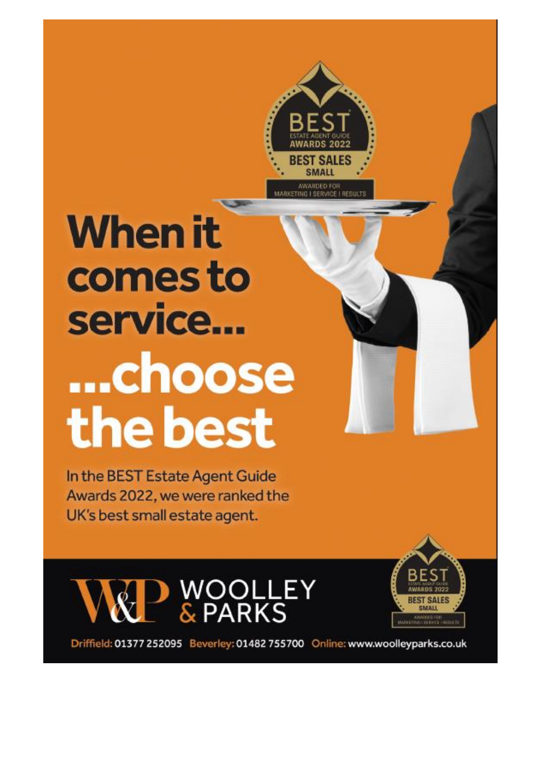# When it comes to service...

# ...choose the best

In the BEST Estate Agent Guide Awards 2022, we were ranked the UK's best small estate agent.

BEST ESTATE AGENT GUIDE AWARDS 2022
BEST SALES SMALL
AWARDED FOR MARKETING | SERVICE | RESULTS

W&P WOOLLEY & PARKS

Driffield: 01377 252095 Beverley: 01482 755700 Online: www.woolleyparks.co.uk